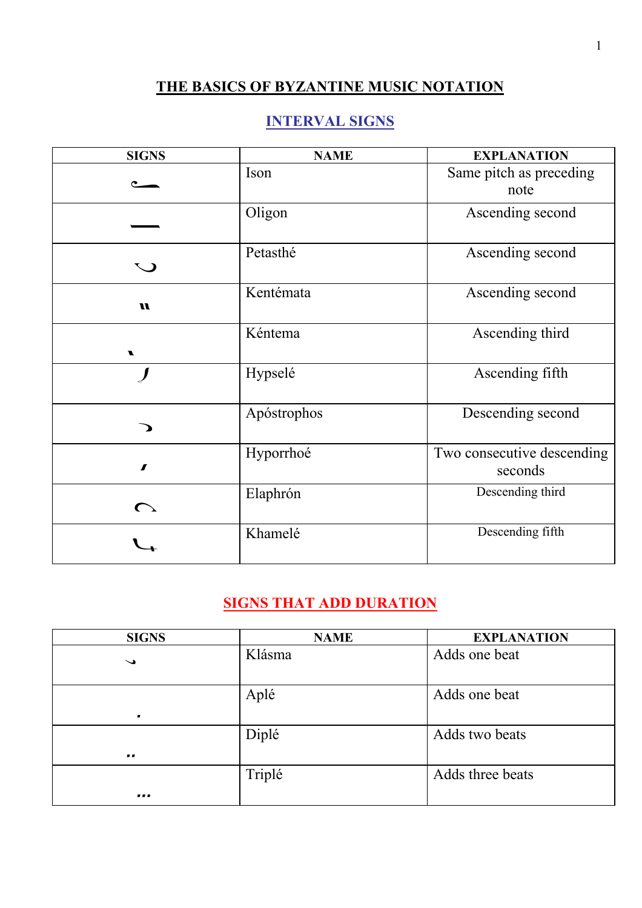# THE BASICS OF BYZANTINE MUSIC NOTATION

## INTERVAL SIGNS

| SIGNS | NAME | EXPLANATION |
|---|---|---|
| | Ison | Same pitch as preceding note |
| | Oligon | Ascending second |
| | Petasthé | Ascending second |
| | Kentémata | Ascending second |
| | Kéntema | Ascending third |
| | Hypselé | Ascending fifth |
| | Apóstrophos | Descending second |
| | Hyporrhoé | Two consecutive descending seconds |
| | Elaphrón | Descending third |
| | Khamelé | Descending fifth |

## SIGNS THAT ADD DURATION

| SIGNS | NAME | EXPLANATION |
|---|---|---|
| | Klásma | Adds one beat |
| . | Aplé | Adds one beat |
| .. | Diplé | Adds two beats |
| ... | Triplé | Adds three beats |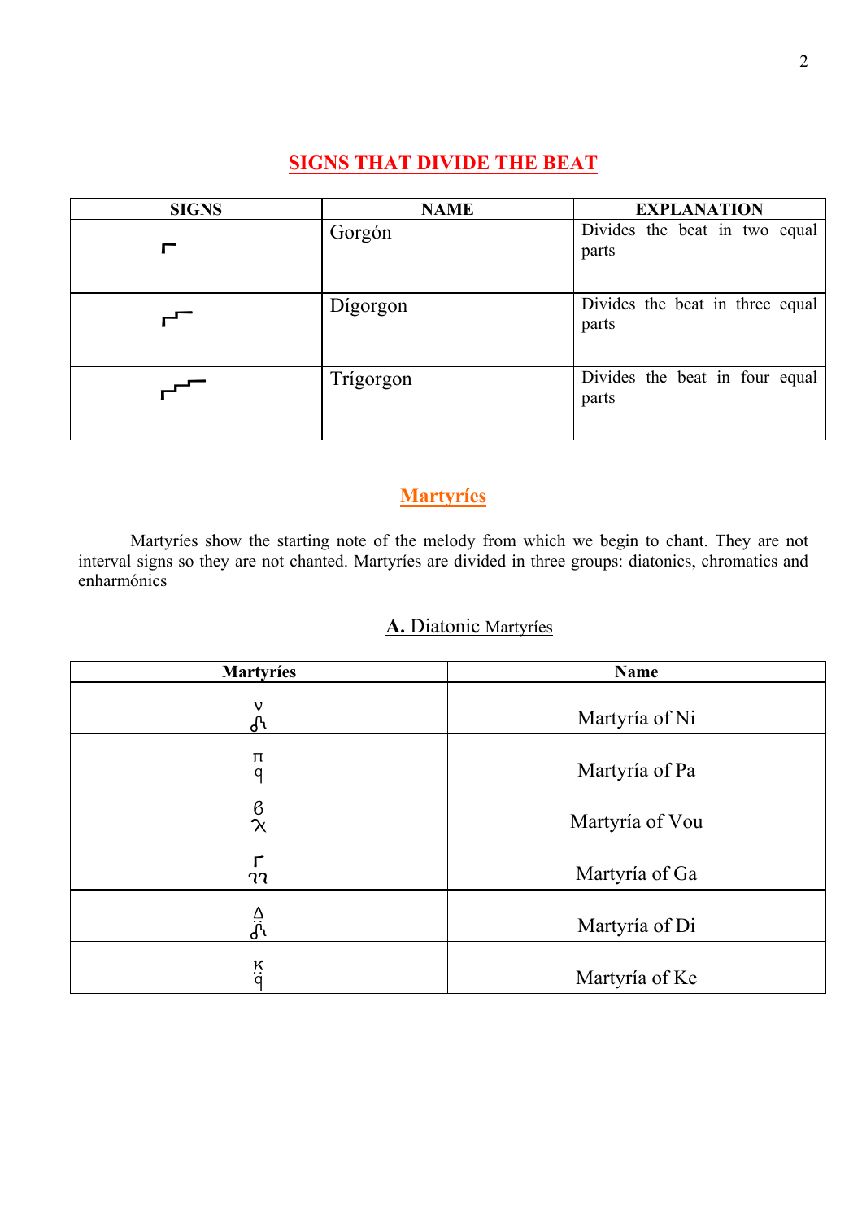## SIGNS THAT DIVIDE THE BEAT

| SIGNS | NAME | EXPLANATION |
| --- | --- | --- |
| ⌐ | Gorgón | Divides the beat in two equal parts |
| ⌐⌐ | Dígorgon | Divides the beat in three equal parts |
| ⌐⌐⌐ | Trígorgon | Divides the beat in four equal parts |

## Martyríes

Martyríes show the starting note of the melody from which we begin to chant. They are not interval signs so they are not chanted. Martyríes are divided in three groups: diatonics, chromatics and enharmónics

### A. Diatonic Martyríes

| Martyríes | Name |
| --- | --- |
| ν | Martyría of Ni |
| π | Martyría of Pa |
| β | Martyría of Vou |
| Γ | Martyría of Ga |
| Δ | Martyría of Di |
| κ | Martyría of Ke |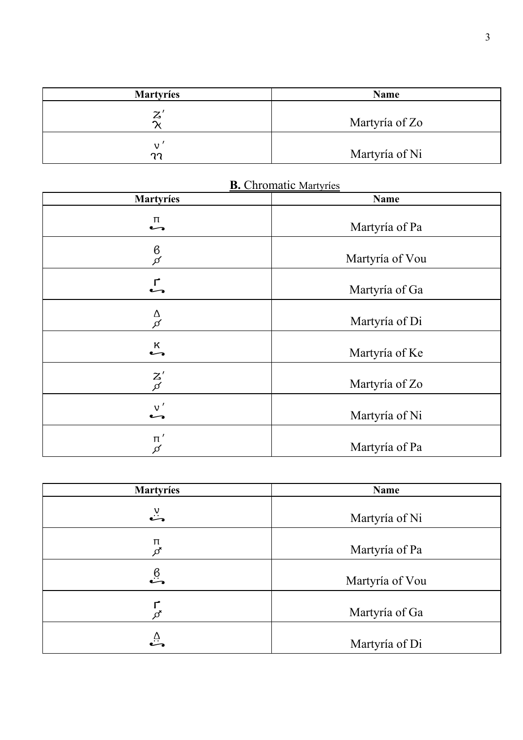| Martyríes | Name |
|---|---|
| ζ′ (over diatonic sign) | Martyría of Zo |
| ν′ (over diatonic sign) | Martyría of Ni |

## **B.** Chromatic Martyríes

| Martyríes | Name |
|---|---|
| π (over chromatic sign) | Martyría of Pa |
| β (over chromatic sign) | Martyría of Vou |
| γ (over chromatic sign) | Martyría of Ga |
| Δ (over chromatic sign) | Martyría of Di |
| κ (over chromatic sign) | Martyría of Ke |
| ζ′ (over chromatic sign) | Martyría of Zo |
| ν′ (over chromatic sign) | Martyría of Ni |
| π′ (over chromatic sign) | Martyría of Pa |

| Martyríes | Name |
|---|---|
| ν (over chromatic sign) | Martyría of Ni |
| π (over chromatic sign) | Martyría of Pa |
| β (over chromatic sign) | Martyría of Vou |
| γ (over chromatic sign) | Martyría of Ga |
| Δ (over chromatic sign) | Martyría of Di |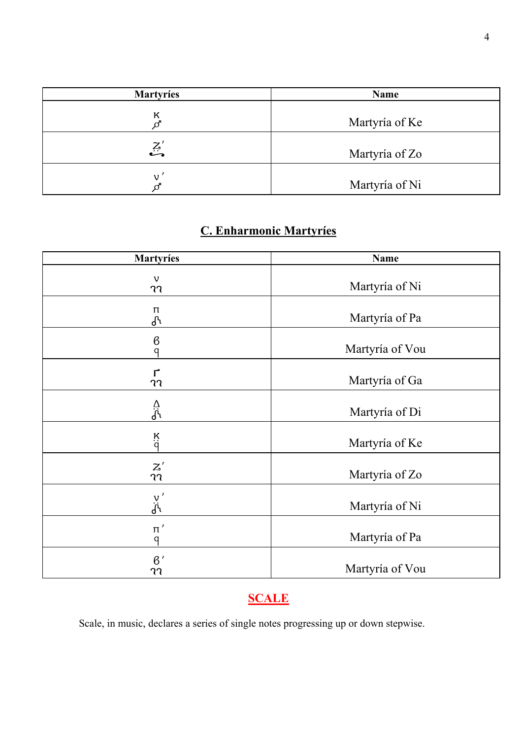| Martyríes | Name |
|---|---|
| κ | Martyría of Ke |
| ζ' | Martyría of Zo |
| ν' | Martyría of Ni |

## C. Enharmonic Martyríes

| Martyríes | Name |
|---|---|
| ν | Martyría of Ni |
| π | Martyría of Pa |
| β | Martyría of Vou |
| Γ | Martyría of Ga |
| Δ | Martyría of Di |
| κ | Martyría of Ke |
| ζ' | Martyría of Zo |
| ν' | Martyría of Ni |
| π' | Martyría of Pa |
| β' | Martyría of Vou |

## SCALE

Scale, in music, declares a series of single notes progressing up or down stepwise.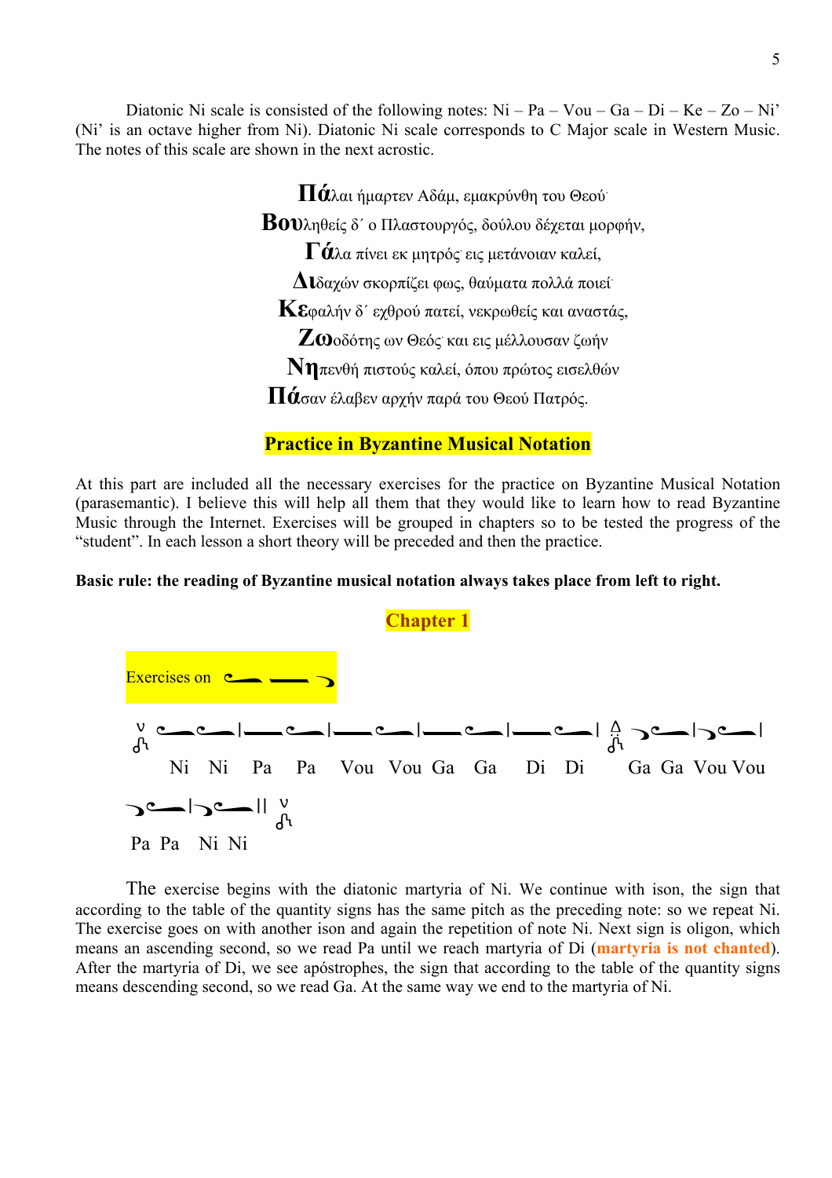Diatonic Ni scale is consisted of the following notes: Ni – Pa – Vou – Ga – Di – Ke – Zo – Ni' (Ni' is an octave higher from Ni). Diatonic Ni scale corresponds to C Major scale in Western Music. The notes of this scale are shown in the next acrostic.

**Πά**λαι ήμαρτεν Αδάμ, εμακρύνθη του Θεού·
**Βου**ληθείς δ΄ ο Πλαστουργός, δούλου δέχεται μορφήν,
**Γά**λα πίνει εκ μητρός· εις μετάνοιαν καλεί,
**Δι**δαχών σκορπίζει φως, θαύματα πολλά ποιεί·
**Κε**φαλήν δ΄ εχθρού πατεί, νεκρωθείς και αναστάς,
**Ζω**οδότης ων Θεός· και εις μέλλουσαν ζωήν
**Νη**πενθή πιστούς καλεί, όπου πρώτος εισελθών
**Πά**σαν έλαβεν αρχήν παρά του Θεού Πατρός.

## Practice in Byzantine Musical Notation

At this part are included all the necessary exercises for the practice on Byzantine Musical Notation (parasemantic). I believe this will help all them that they would like to learn how to read Byzantine Music through the Internet. Exercises will be grouped in chapters so to be tested the progress of the "student". In each lesson a short theory will be preceded and then the practice.

**Basic rule: the reading of Byzantine musical notation always takes place from left to right.**

## Chapter 1

### Exercises on

Ni Ni | Pa Pa | Vou Vou | Ga Ga | Di Di | Ga Ga | Vou Vou | Pa Pa | Ni Ni ||

The exercise begins with the diatonic martyria of Ni. We continue with ison, the sign that according to the table of the quantity signs has the same pitch as the preceding note: so we repeat Ni. The exercise goes on with another ison and again the repetition of note Ni. Next sign is oligon, which means an ascending second, so we read Pa until we reach martyria of Di (**martyria is not chanted**). After the martyria of Di, we see apóstrophes, the sign that according to the table of the quantity signs means descending second, so we read Ga. At the same way we end to the martyria of Ni.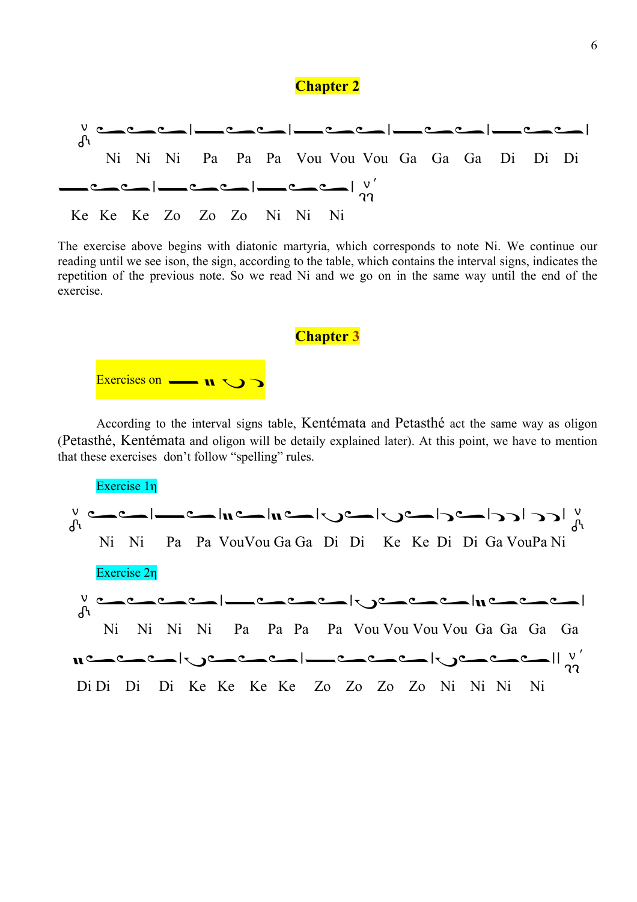## Chapter 2

Ni Ni Ni Pa Pa Pa Vou Vou Vou Ga Ga Ga Di Di Di

Ke Ke Ke Zo Zo Zo Ni Ni Ni

The exercise above begins with diatonic martyria, which corresponds to note Ni. We continue our reading until we see ison, the sign, according to the table, which contains the interval signs, indicates the repetition of the previous note. So we read Ni and we go on in the same way until the end of the exercise.

## Chapter 3

Exercises on

According to the interval signs table, Kentémata and Petasthé act the same way as oligon (Petasthé, Kentémata and oligon will be detaily explained later). At this point, we have to mention that these exercises don't follow "spelling" rules.

Exercise 1η

Ni Ni Pa Pa VouVou Ga Ga Di Di Ke Ke Di Di Ga VouPa Ni

Exercise 2η

Ni Ni Ni Ni Pa Pa Pa Pa Vou Vou Vou Vou Ga Ga Ga Ga

Di Di Di Di Ke Ke Ke Ke Zo Zo Zo Zo Ni Ni Ni Ni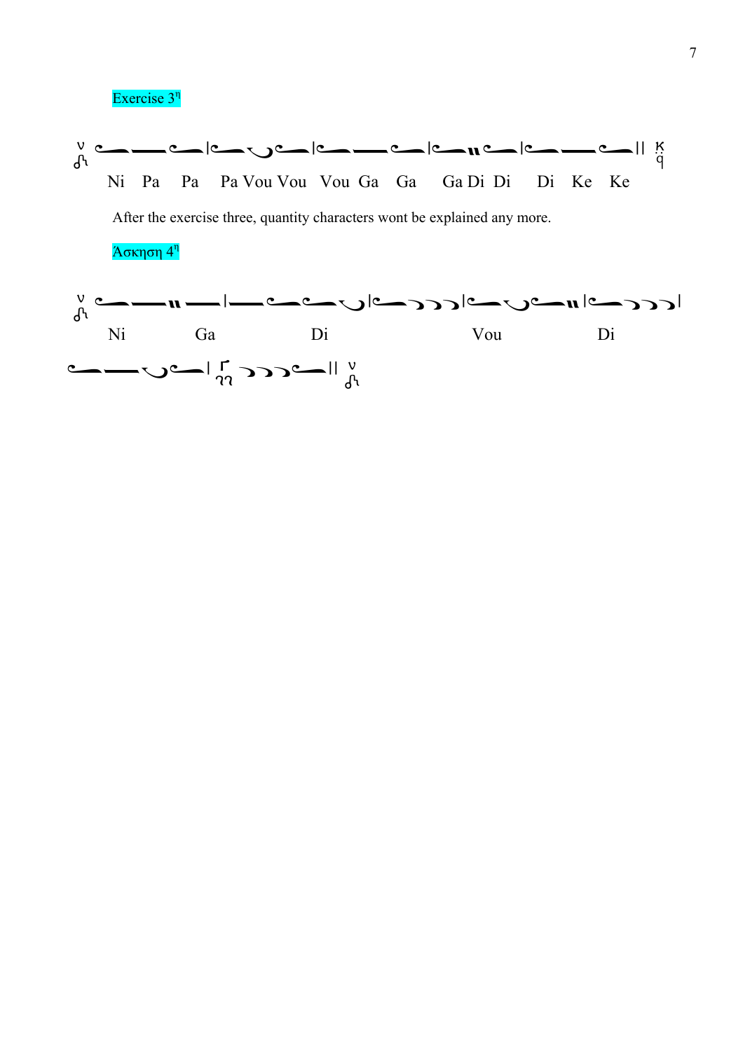Exercise 3[η]

Ni Pa Pa Pa Vou Vou Vou Ga Ga Ga Di Di Di Ke Ke

After the exercise three, quantity characters wont be explained any more.

Άσκηση 4[η]

Ni Ga Di Vou Di